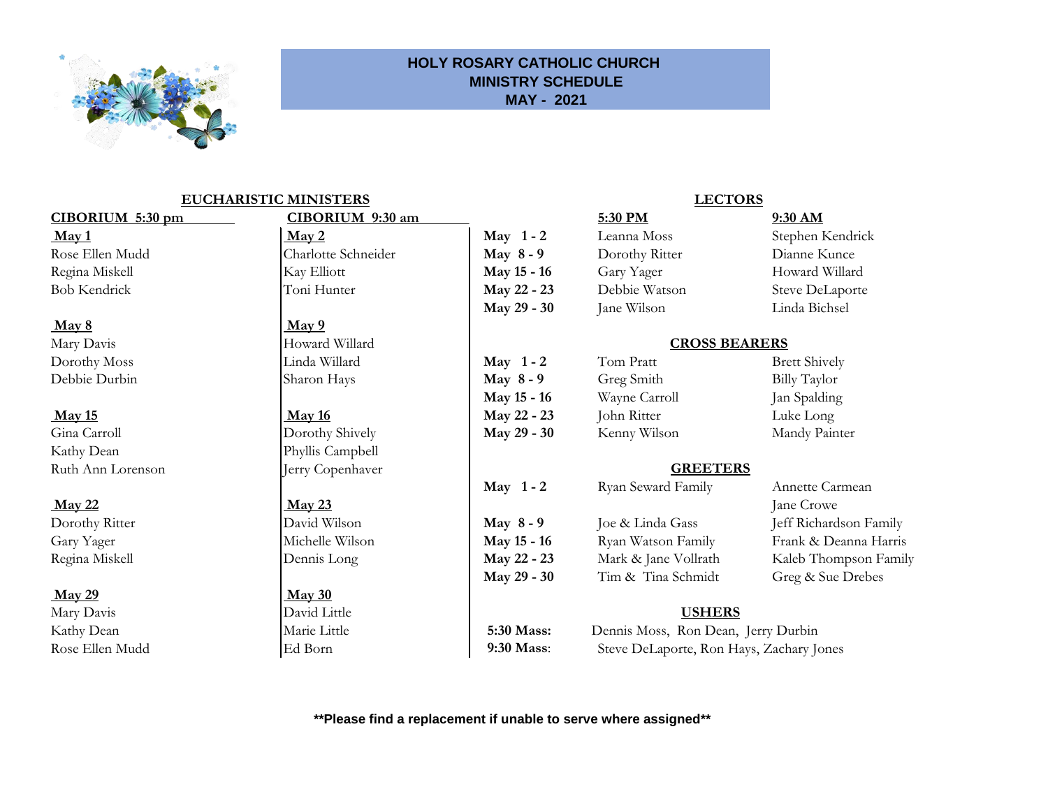# HOLY ROSARY CATHOLIC CHURCH
## MINISTRY SCHEDULE
## MAY - 2021

## EUCHARISTIC MINISTERS

| CIBORIUM 5:30 pm | CIBORIUM 9:30 am |
|---|---|
| **May 1** | **May 2** |
| Rose Ellen Mudd | Charlotte Schneider |
| Regina Miskell | Kay Elliott |
| Bob Kendrick | Toni Hunter |
| **May 8** | **May 9** |
| Mary Davis | Howard Willard |
| Dorothy Moss | Linda Willard |
| Debbie Durbin | Sharon Hays |
| **May 15** | **May 16** |
| Gina Carroll | Dorothy Shively |
| Kathy Dean | Phyllis Campbell |
| Ruth Ann Lorenson | Jerry Copenhaver |
| **May 22** | **May 23** |
| Dorothy Ritter | David Wilson |
| Gary Yager | Michelle Wilson |
| Regina Miskell | Dennis Long |
| **May 29** | **May 30** |
| Mary Davis | David Little |
| Kathy Dean | Marie Little |
| Rose Ellen Mudd | Ed Born |

## LECTORS

| | 5:30 PM | 9:30 AM |
|---|---|---|
| **May 1 - 2** | Leanna Moss | Stephen Kendrick |
| **May 8 - 9** | Dorothy Ritter | Dianne Kunce |
| **May 15 - 16** | Gary Yager | Howard Willard |
| **May 22 - 23** | Debbie Watson | Steve DeLaporte |
| **May 29 - 30** | Jane Wilson | Linda Bichsel |

## CROSS BEARERS

| | | |
|---|---|---|
| **May 1 - 2** | Tom Pratt | Brett Shively |
| **May 8 - 9** | Greg Smith | Billy Taylor |
| **May 15 - 16** | Wayne Carroll | Jan Spalding |
| **May 22 - 23** | John Ritter | Luke Long |
| **May 29 - 30** | Kenny Wilson | Mandy Painter |

## GREETERS

| | | |
|---|---|---|
| **May 1 - 2** | Ryan Seward Family | Annette Carmean, Jane Crowe |
| **May 8 - 9** | Joe & Linda Gass | Jeff Richardson Family |
| **May 15 - 16** | Ryan Watson Family | Frank & Deanna Harris |
| **May 22 - 23** | Mark & Jane Vollrath | Kaleb Thompson Family |
| **May 29 - 30** | Tim & Tina Schmidt | Greg & Sue Drebes |

## USHERS

**5:30 Mass:** Dennis Moss, Ron Dean, Jerry Durbin

**9:30 Mass**: Steve DeLaporte, Ron Hays, Zachary Jones

**\*\*Please find a replacement if unable to serve where assigned\*\***